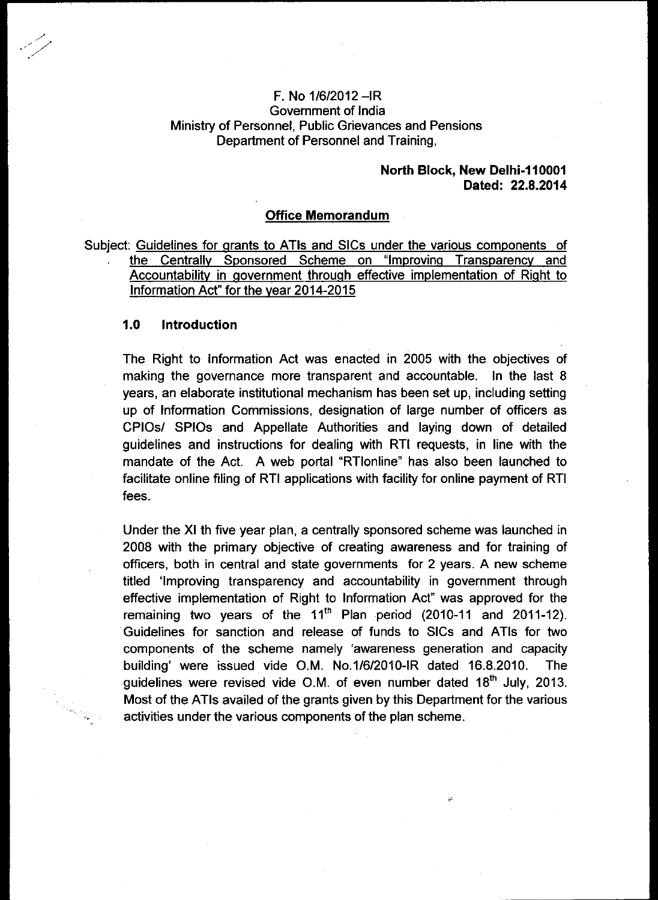F. No 1/6/2012 –IR
Government of India
Ministry of Personnel, Public Grievances and Pensions
Department of Personnel and Training,

**North Block, New Delhi-110001**
**Dated: 22.8.2014**

## Office Memorandum

Subject: Guidelines for grants to ATIs and SICs under the various components of the Centrally Sponsored Scheme on "Improving Transparency and Accountability in government through effective implementation of Right to Information Act" for the year 2014-2015

### 1.0 Introduction

The Right to Information Act was enacted in 2005 with the objectives of making the governance more transparent and accountable. In the last 8 years, an elaborate institutional mechanism has been set up, including setting up of Information Commissions, designation of large number of officers as CPIOs/ SPIOs and Appellate Authorities and laying down of detailed guidelines and instructions for dealing with RTI requests, in line with the mandate of the Act. A web portal "RTIonline" has also been launched to facilitate online filing of RTI applications with facility for online payment of RTI fees.

Under the XI th five year plan, a centrally sponsored scheme was launched in 2008 with the primary objective of creating awareness and for training of officers, both in central and state governments for 2 years. A new scheme titled 'Improving transparency and accountability in government through effective implementation of Right to Information Act" was approved for the remaining two years of the 11th Plan period (2010-11 and 2011-12). Guidelines for sanction and release of funds to SICs and ATIs for two components of the scheme namely 'awareness generation and capacity building' were issued vide O.M. No.1/6/2010-IR dated 16.8.2010. The guidelines were revised vide O.M. of even number dated 18th July, 2013. Most of the ATIs availed of the grants given by this Department for the various activities under the various components of the plan scheme.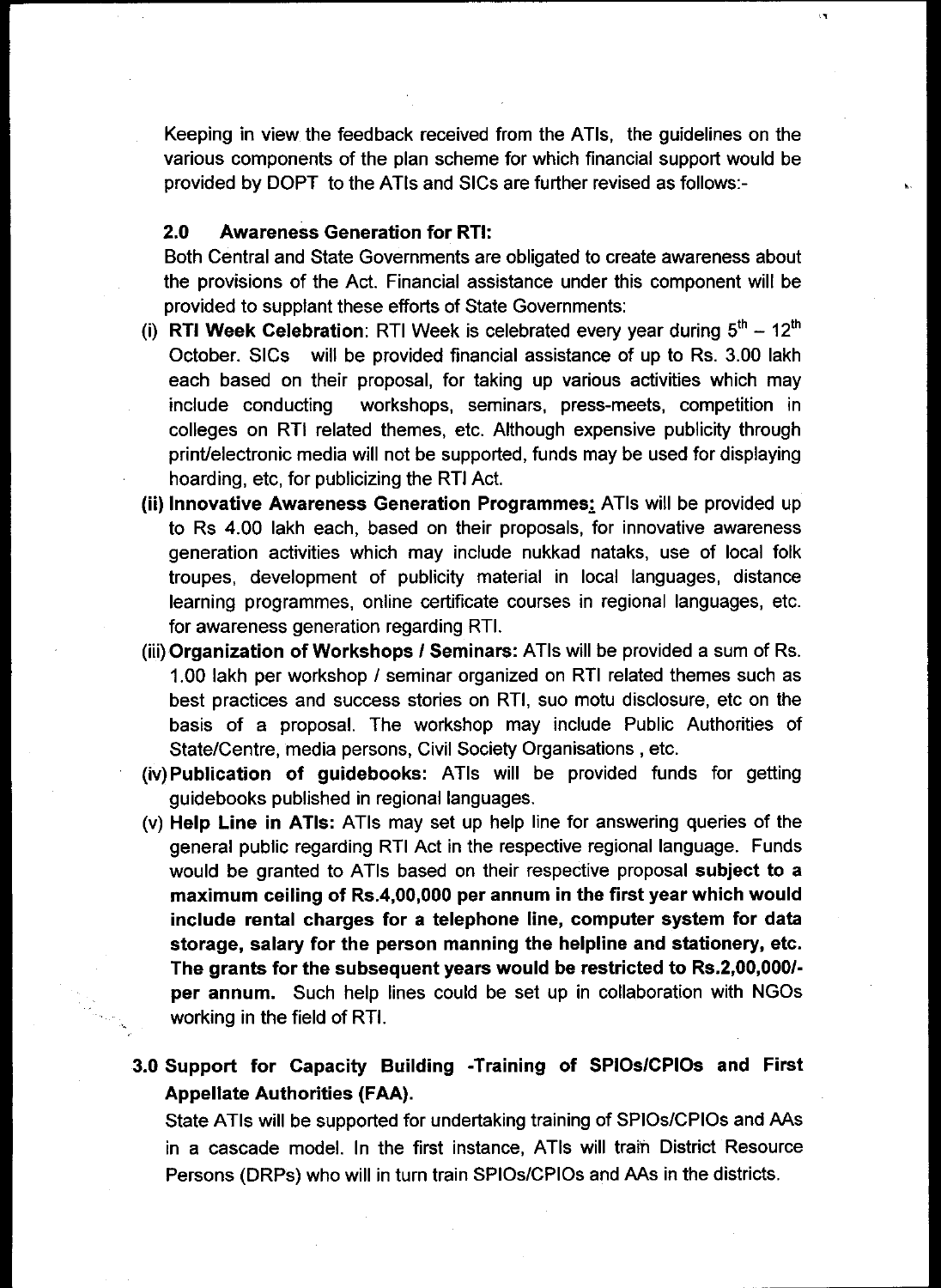Keeping in view the feedback received from the ATIs, the guidelines on the various components of the plan scheme for which financial support would be provided by DOPT to the ATIs and SICs are further revised as follows:-

## 2.0 Awareness Generation for RTI:

Both Central and State Governments are obligated to create awareness about the provisions of the Act. Financial assistance under this component will be provided to supplant these efforts of State Governments:

(i) **RTI Week Celebration**: RTI Week is celebrated every year during 5th – 12th October. SICs will be provided financial assistance of up to Rs. 3.00 lakh each based on their proposal, for taking up various activities which may include conducting workshops, seminars, press-meets, competition in colleges on RTI related themes, etc. Although expensive publicity through print/electronic media will not be supported, funds may be used for displaying hoarding, etc, for publicizing the RTI Act.

(ii) **Innovative Awareness Generation Programmes:** ATIs will be provided up to Rs 4.00 lakh each, based on their proposals, for innovative awareness generation activities which may include nukkad nataks, use of local folk troupes, development of publicity material in local languages, distance learning programmes, online certificate courses in regional languages, etc. for awareness generation regarding RTI.

(iii) **Organization of Workshops / Seminars:** ATIs will be provided a sum of Rs. 1.00 lakh per workshop / seminar organized on RTI related themes such as best practices and success stories on RTI, suo motu disclosure, etc on the basis of a proposal. The workshop may include Public Authorities of State/Centre, media persons, Civil Society Organisations , etc.

(iv) **Publication of guidebooks:** ATIs will be provided funds for getting guidebooks published in regional languages.

(v) **Help Line in ATIs:** ATIs may set up help line for answering queries of the general public regarding RTI Act in the respective regional language. Funds would be granted to ATIs based on their respective proposal **subject to a maximum ceiling of Rs.4,00,000 per annum in the first year which would include rental charges for a telephone line, computer system for data storage, salary for the person manning the helpline and stationery, etc. The grants for the subsequent years would be restricted to Rs.2,00,000/- per annum.** Such help lines could be set up in collaboration with NGOs working in the field of RTI.

## 3.0 Support for Capacity Building -Training of SPIOs/CPIOs and First Appellate Authorities (FAA).

State ATIs will be supported for undertaking training of SPIOs/CPIOs and AAs in a cascade model. In the first instance, ATIs will train District Resource Persons (DRPs) who will in turn train SPIOs/CPIOs and AAs in the districts.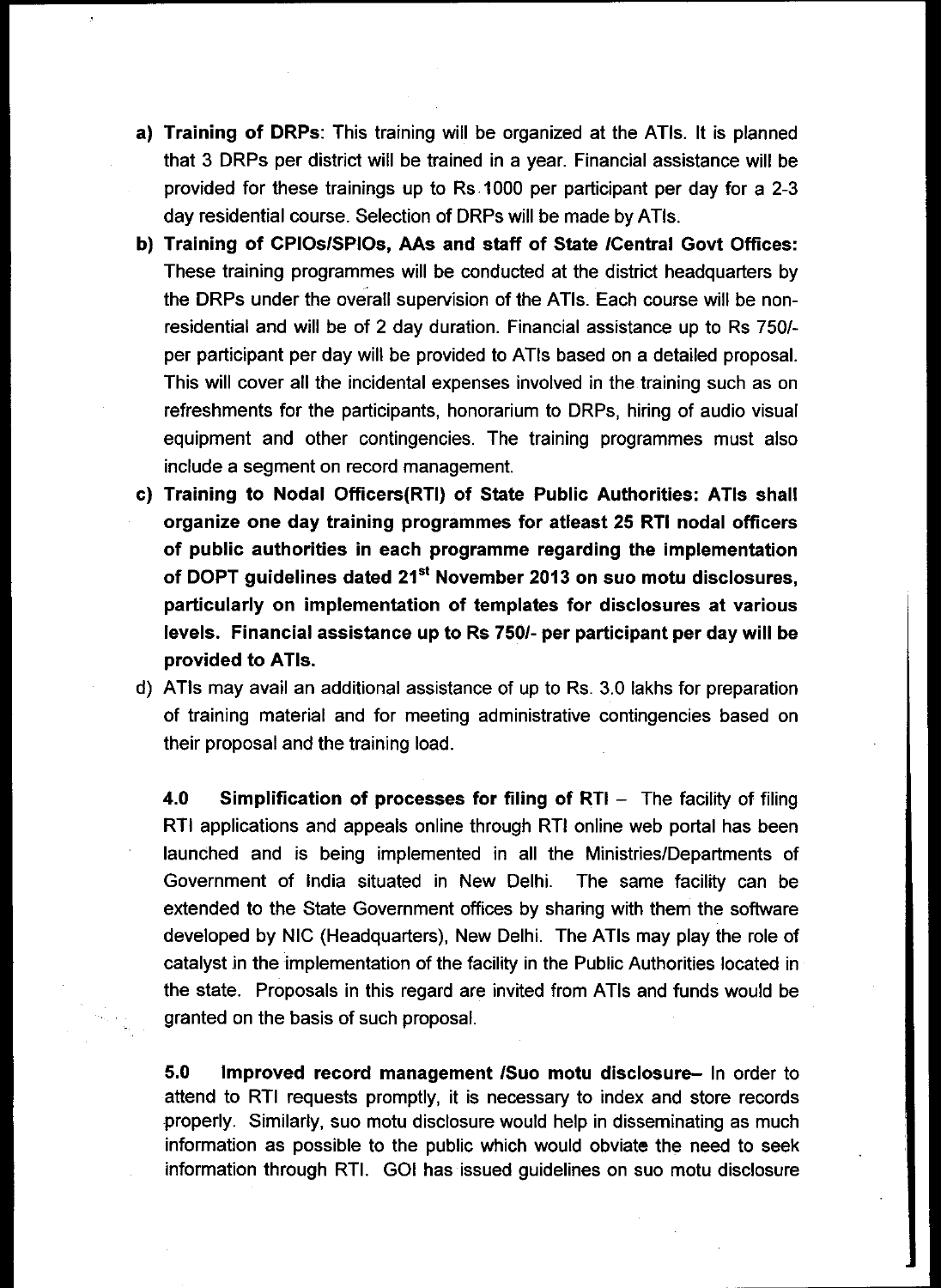a) **Training of DRPs**: This training will be organized at the ATIs. It is planned that 3 DRPs per district will be trained in a year. Financial assistance will be provided for these trainings up to Rs 1000 per participant per day for a 2-3 day residential course. Selection of DRPs will be made by ATIs.

b) **Training of CPIOs/SPIOs, AAs and staff of State /Central Govt Offices:** These training programmes will be conducted at the district headquarters by the DRPs under the overall supervision of the ATIs. Each course will be non-residential and will be of 2 day duration. Financial assistance up to Rs 750/- per participant per day will be provided to ATIs based on a detailed proposal. This will cover all the incidental expenses involved in the training such as on refreshments for the participants, honorarium to DRPs, hiring of audio visual equipment and other contingencies. The training programmes must also include a segment on record management.

c) **Training to Nodal Officers(RTI) of State Public Authorities: ATIs shall organize one day training programmes for atleast 25 RTI nodal officers of public authorities in each programme regarding the implementation of DOPT guidelines dated 21st November 2013 on suo motu disclosures, particularly on implementation of templates for disclosures at various levels. Financial assistance up to Rs 750/- per participant per day will be provided to ATIs.**

d) ATIs may avail an additional assistance of up to Rs. 3.0 lakhs for preparation of training material and for meeting administrative contingencies based on their proposal and the training load.

**4.0 Simplification of processes for filing of RTI** – The facility of filing RTI applications and appeals online through RTI online web portal has been launched and is being implemented in all the Ministries/Departments of Government of India situated in New Delhi. The same facility can be extended to the State Government offices by sharing with them the software developed by NIC (Headquarters), New Delhi. The ATIs may play the role of catalyst in the implementation of the facility in the Public Authorities located in the state. Proposals in this regard are invited from ATIs and funds would be granted on the basis of such proposal.

**5.0 Improved record management /Suo motu disclosure**– In order to attend to RTI requests promptly, it is necessary to index and store records properly. Similarly, suo motu disclosure would help in disseminating as much information as possible to the public which would obviate the need to seek information through RTI. GOI has issued guidelines on suo motu disclosure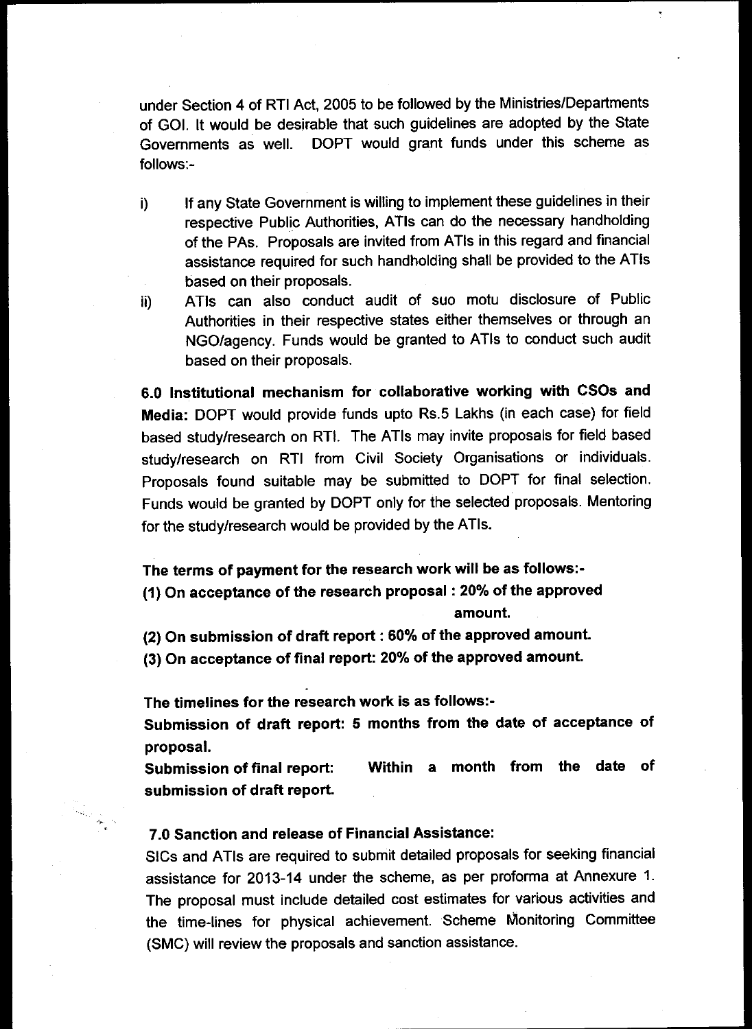under Section 4 of RTI Act, 2005 to be followed by the Ministries/Departments of GOI. It would be desirable that such guidelines are adopted by the State Governments as well. DOPT would grant funds under this scheme as follows:-

i) If any State Government is willing to implement these guidelines in their respective Public Authorities, ATIs can do the necessary handholding of the PAs. Proposals are invited from ATIs in this regard and financial assistance required for such handholding shall be provided to the ATIs based on their proposals.

ii) ATIs can also conduct audit of suo motu disclosure of Public Authorities in their respective states either themselves or through an NGO/agency. Funds would be granted to ATIs to conduct such audit based on their proposals.

**6.0 Institutional mechanism for collaborative working with CSOs and Media:** DOPT would provide funds upto Rs.5 Lakhs (in each case) for field based study/research on RTI. The ATIs may invite proposals for field based study/research on RTI from Civil Society Organisations or individuals. Proposals found suitable may be submitted to DOPT for final selection. Funds would be granted by DOPT only for the selected proposals. Mentoring for the study/research would be provided by the ATIs.

**The terms of payment for the research work will be as follows:-**

**(1) On acceptance of the research proposal : 20% of the approved amount.**

**(2) On submission of draft report : 60% of the approved amount.**

**(3) On acceptance of final report: 20% of the approved amount.**

**The timelines for the research work is as follows:-**

**Submission of draft report: 5 months from the date of acceptance of proposal.**

**Submission of final report: Within a month from the date of submission of draft report.**

**7.0 Sanction and release of Financial Assistance:**

SICs and ATIs are required to submit detailed proposals for seeking financial assistance for 2013-14 under the scheme, as per proforma at Annexure 1. The proposal must include detailed cost estimates for various activities and the time-lines for physical achievement. Scheme Monitoring Committee (SMC) will review the proposals and sanction assistance.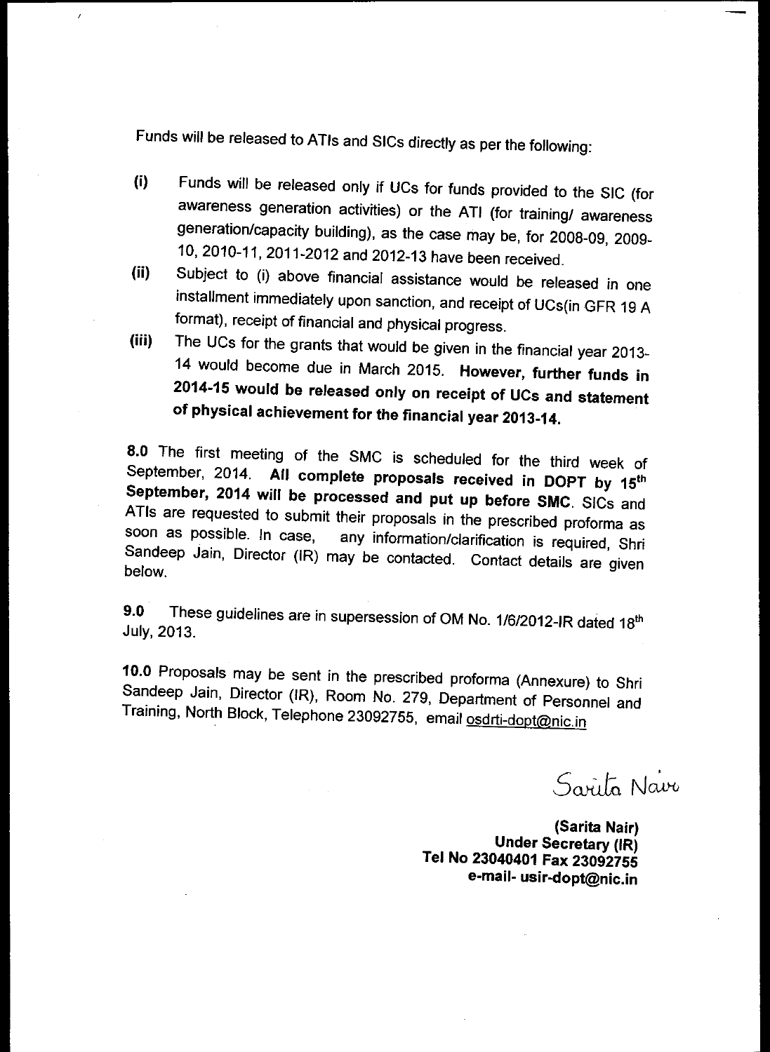Funds will be released to ATIs and SICs directly as per the following:

(i) Funds will be released only if UCs for funds provided to the SIC (for awareness generation activities) or the ATI (for training/ awareness generation/capacity building), as the case may be, for 2008-09, 2009-10, 2010-11, 2011-2012 and 2012-13 have been received.

(ii) Subject to (i) above financial assistance would be released in one installment immediately upon sanction, and receipt of UCs(in GFR 19 A format), receipt of financial and physical progress.

(iii) The UCs for the grants that would be given in the financial year 2013-14 would become due in March 2015. **However, further funds in 2014-15 would be released only on receipt of UCs and statement of physical achievement for the financial year 2013-14.**

**8.0** The first meeting of the SMC is scheduled for the third week of September, 2014. **All complete proposals received in DOPT by 15th September, 2014 will be processed and put up before SMC**. SICs and ATIs are requested to submit their proposals in the prescribed proforma as soon as possible. In case, any information/clarification is required, Shri Sandeep Jain, Director (IR) may be contacted. Contact details are given below.

**9.0** These guidelines are in supersession of OM No. 1/6/2012-IR dated 18th July, 2013.

**10.0** Proposals may be sent in the prescribed proforma (Annexure) to Shri Sandeep Jain, Director (IR), Room No. 279, Department of Personnel and Training, North Block, Telephone 23092755, email osdrti-dopt@nic.in

Sarita Nair

**(Sarita Nair)**
**Under Secretary (IR)**
**Tel No 23040401 Fax 23092755**
**e-mail- usir-dopt@nic.in**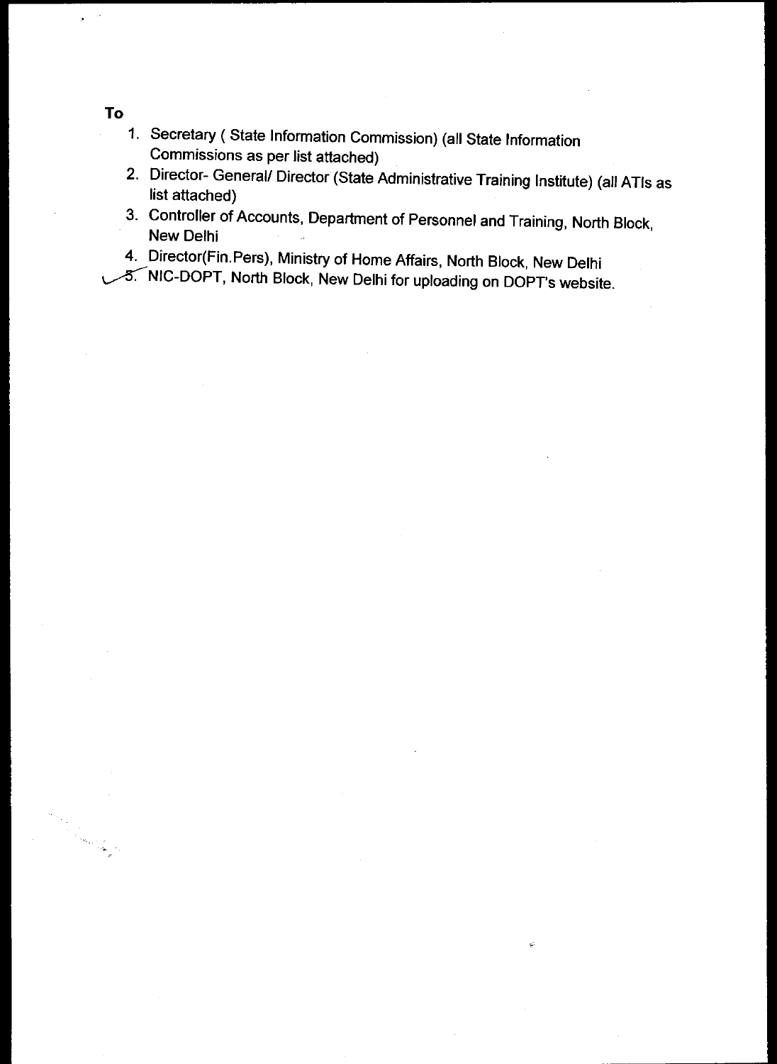To

1. Secretary ( State Information Commission) (all State Information Commissions as per list attached)
2. Director- General/ Director (State Administrative Training Institute) (all ATIs as list attached)
3. Controller of Accounts, Department of Personnel and Training, North Block, New Delhi
4. Director(Fin.Pers), Ministry of Home Affairs, North Block, New Delhi
5. NIC-DOPT, North Block, New Delhi for uploading on DOPT's website.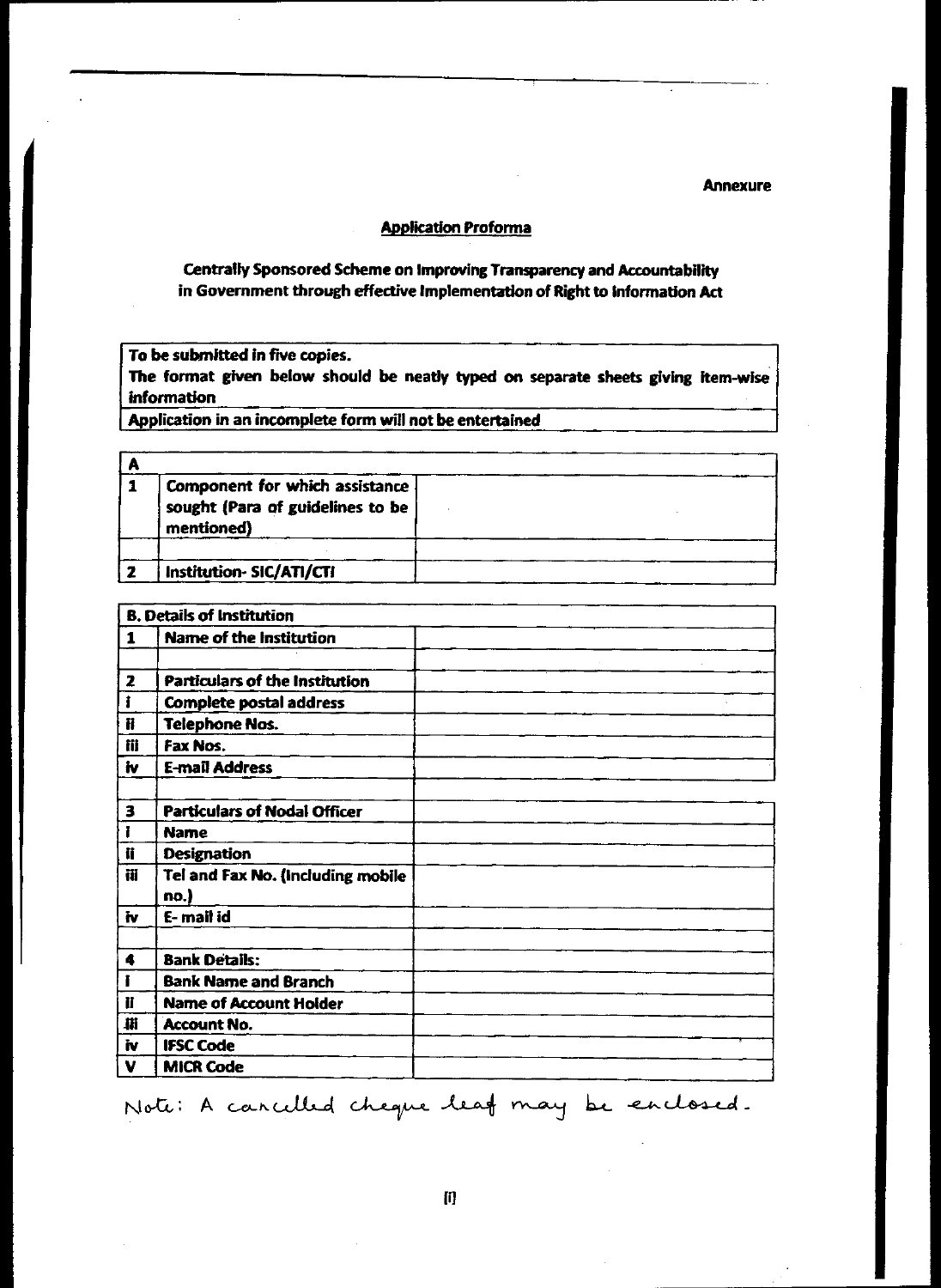Annexure

## Application Proforma

**Centrally Sponsored Scheme on Improving Transparency and Accountability in Government through effective Implementation of Right to Information Act**

| To be submitted in five copies. |
|---|
| The format given below should be neatly typed on separate sheets giving item-wise information |
| Application in an incomplete form will not be entertained |

| A | | |
|---|---|---|
| 1 | Component for which assistance sought (Para of guidelines to be mentioned) | |
| | | |
| 2 | Institution- SIC/ATI/CTI | |

| B. Details of Institution | | |
|---|---|---|
| 1 | Name of the Institution | |
| | | |
| 2 | Particulars of the Institution | |
| i | Complete postal address | |
| ii | Telephone Nos. | |
| iii | Fax Nos. | |
| iv | E-mail Address | |
| | | |
| 3 | Particulars of Nodal Officer | |
| i | Name | |
| ii | Designation | |
| iii | Tel and Fax No. (Including mobile no.) | |
| iv | E- mail id | |
| | | |
| 4 | Bank Details: | |
| i | Bank Name and Branch | |
| ii | Name of Account Holder | |
| iii | Account No. | |
| iv | IFSC Code | |
| V | MICR Code | |

Note: A cancelled cheque leaf may be enclosed.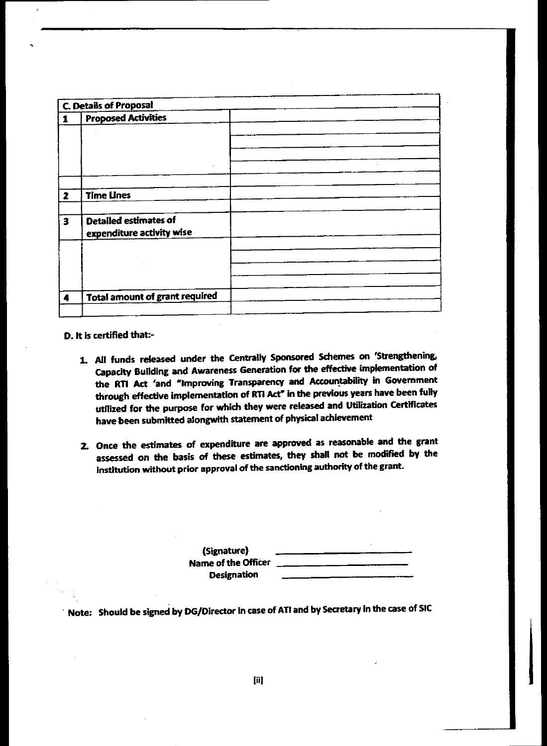| C. Details of Proposal | | |
|---|---|---|
| 1 | Proposed Activities | |
| | | |
| | | |
| | | |
| | | |
| | | |
| 2 | Time Lines | |
| | | |
| 3 | Detailed estimates of expenditure activity wise | |
| | | |
| | | |
| | | |
| | | |
| 4 | Total amount of grant required | |
| | | |

**D. It is certified that:-**

1. All funds released under the Centrally Sponsored Schemes on 'Strengthening, Capacity Building and Awareness Generation for the effective implementation of the RTI Act 'and "Improving Transparency and Accountability in Government through effective implementation of RTI Act" in the previous years have been fully utilized for the purpose for which they were released and Utilization Certificates have been submitted alongwith statement of physical achievement

2. Once the estimates of expenditure are approved as reasonable and the grant assessed on the basis of these estimates, they shall not be modified by the institution without prior approval of the sanctioning authority of the grant.

(Signature) ____________________

Name of the Officer ____________________

Designation ____________________

**Note: Should be signed by DG/Director in case of ATI and by Secretary in the case of SIC**